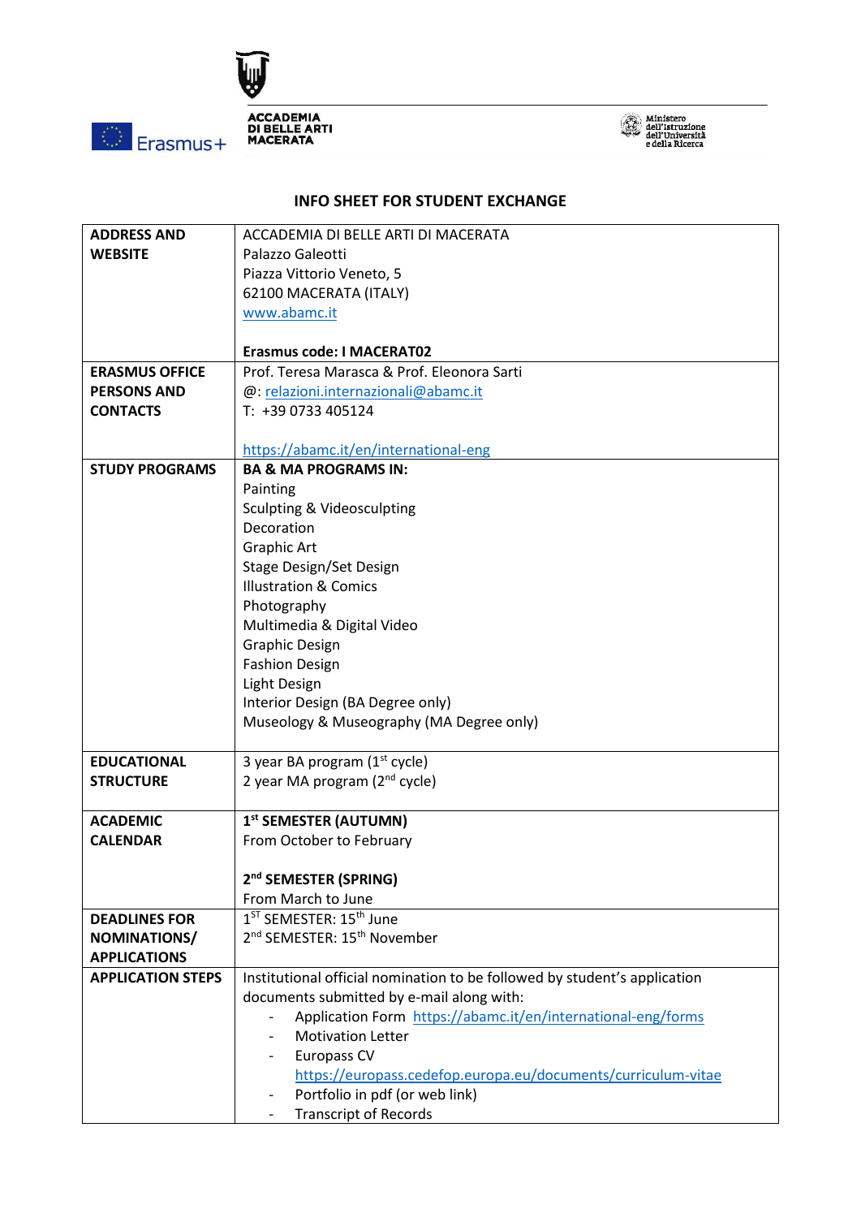ACCADEMIA DI BELLE ARTI MACERATA

Erasmus+

Ministero dell'Istruzione dell'Università e della Ricerca

## INFO SHEET FOR STUDENT EXCHANGE

| | |
|---|---|
| **ADDRESS AND WEBSITE** | ACCADEMIA DI BELLE ARTI DI MACERATA<br>Palazzo Galeotti<br>Piazza Vittorio Veneto, 5<br>62100 MACERATA (ITALY)<br>www.abamc.it<br><br>**Erasmus code: I MACERAT02** |
| **ERASMUS OFFICE PERSONS AND CONTACTS** | Prof. Teresa Marasca & Prof. Eleonora Sarti<br>@: relazioni.internazionali@abamc.it<br>T: +39 0733 405124<br><br>https://abamc.it/en/international-eng |
| **STUDY PROGRAMS** | **BA & MA PROGRAMS IN:**<br>Painting<br>Sculpting & Videosculpting<br>Decoration<br>Graphic Art<br>Stage Design/Set Design<br>Illustration & Comics<br>Photography<br>Multimedia & Digital Video<br>Graphic Design<br>Fashion Design<br>Light Design<br>Interior Design (BA Degree only)<br>Museology & Museography (MA Degree only) |
| **EDUCATIONAL STRUCTURE** | 3 year BA program (1st cycle)<br>2 year MA program (2nd cycle) |
| **ACADEMIC CALENDAR** | **1st SEMESTER (AUTUMN)**<br>From October to February<br><br>**2nd SEMESTER (SPRING)**<br>From March to June |
| **DEADLINES FOR NOMINATIONS/ APPLICATIONS** | 1ST SEMESTER: 15th June<br>2nd SEMESTER: 15th November |
| **APPLICATION STEPS** | Institutional official nomination to be followed by student's application documents submitted by e-mail along with:<br>- Application Form https://abamc.it/en/international-eng/forms<br>- Motivation Letter<br>- Europass CV https://europass.cedefop.europa.eu/documents/curriculum-vitae<br>- Portfolio in pdf (or web link)<br>- Transcript of Records |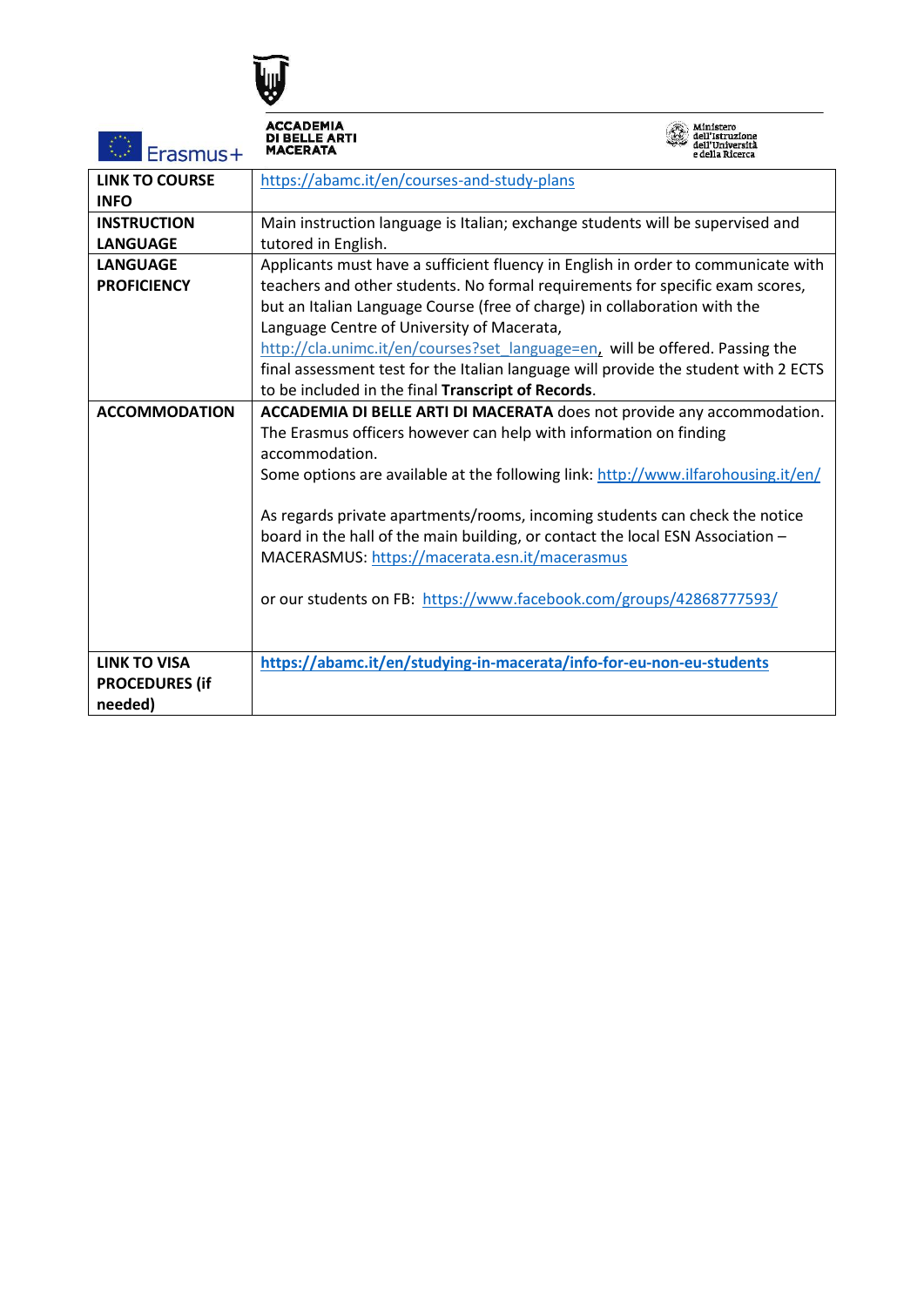| | |
|---|---|
| **LINK TO COURSE INFO** | https://abamc.it/en/courses-and-study-plans |
| **INSTRUCTION LANGUAGE** | Main instruction language is Italian; exchange students will be supervised and tutored in English. |
| **LANGUAGE PROFICIENCY** | Applicants must have a sufficient fluency in English in order to communicate with teachers and other students. No formal requirements for specific exam scores, but an Italian Language Course (free of charge) in collaboration with the Language Centre of University of Macerata, http://cla.unimc.it/en/courses?set_language=en, will be offered. Passing the final assessment test for the Italian language will provide the student with 2 ECTS to be included in the final **Transcript of Records**. |
| **ACCOMMODATION** | **ACCADEMIA DI BELLE ARTI DI MACERATA** does not provide any accommodation. The Erasmus officers however can help with information on finding accommodation.<br>Some options are available at the following link: http://www.ilfarohousing.it/en/<br><br>As regards private apartments/rooms, incoming students can check the notice board in the hall of the main building, or contact the local ESN Association – MACERASMUS: https://macerata.esn.it/macerasmus<br><br>or our students on FB: https://www.facebook.com/groups/42868777593/ |
| **LINK TO VISA PROCEDURES (if needed)** | **https://abamc.it/en/studying-in-macerata/info-for-eu-non-eu-students** |